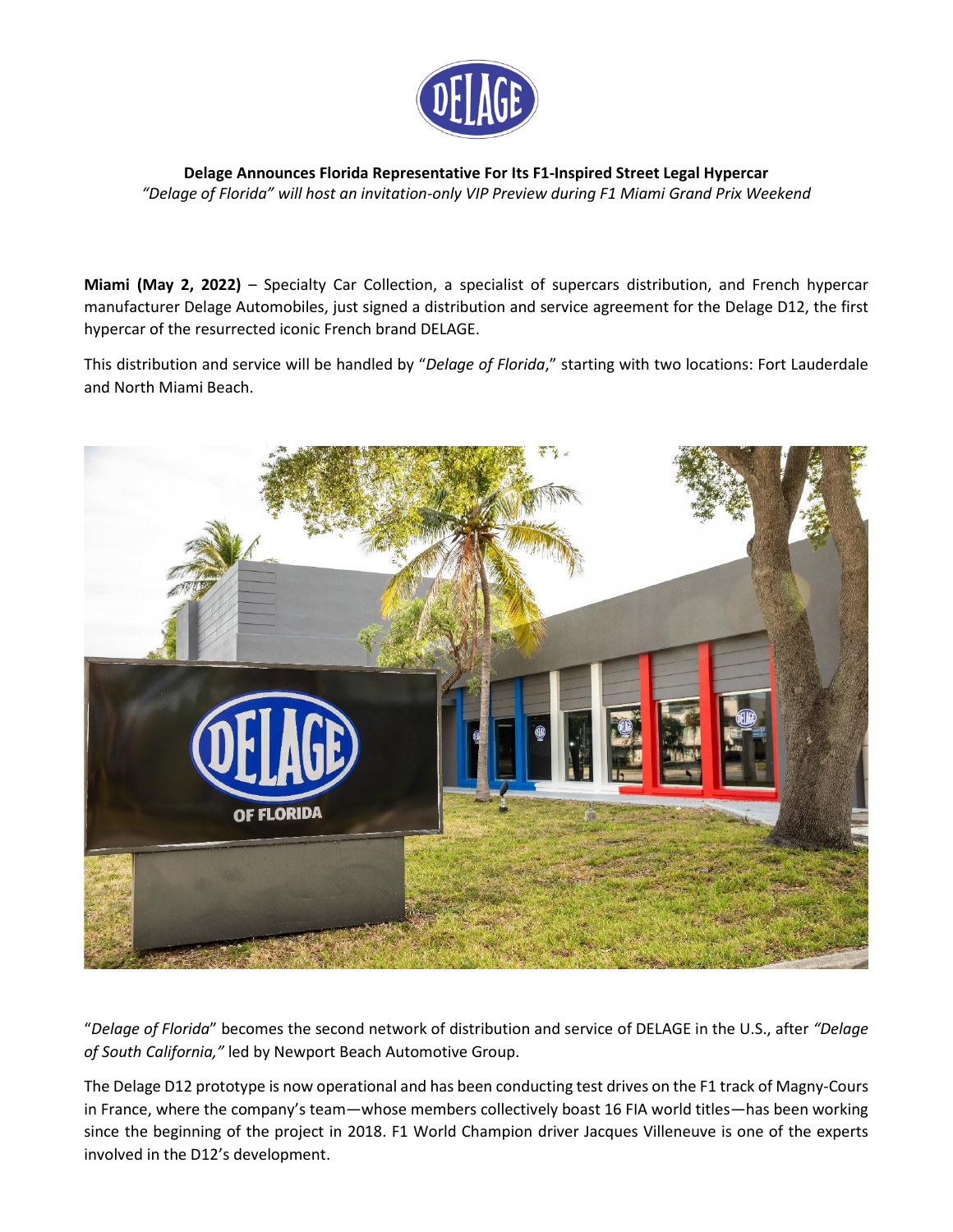**Delage Announces Florida Representative For Its F1-Inspired Street Legal Hypercar**

*"Delage of Florida" will host an invitation-only VIP Preview during F1 Miami Grand Prix Weekend*

**Miami (May 2, 2022)** – Specialty Car Collection, a specialist of supercars distribution, and French hypercar manufacturer Delage Automobiles, just signed a distribution and service agreement for the Delage D12, the first hypercar of the resurrected iconic French brand DELAGE.

This distribution and service will be handled by "*Delage of Florida*," starting with two locations: Fort Lauderdale and North Miami Beach.

"*Delage of Florida*" becomes the second network of distribution and service of DELAGE in the U.S., after *"Delage of South California,"* led by Newport Beach Automotive Group.

The Delage D12 prototype is now operational and has been conducting test drives on the F1 track of Magny-Cours in France, where the company's team—whose members collectively boast 16 FIA world titles—has been working since the beginning of the project in 2018. F1 World Champion driver Jacques Villeneuve is one of the experts involved in the D12's development.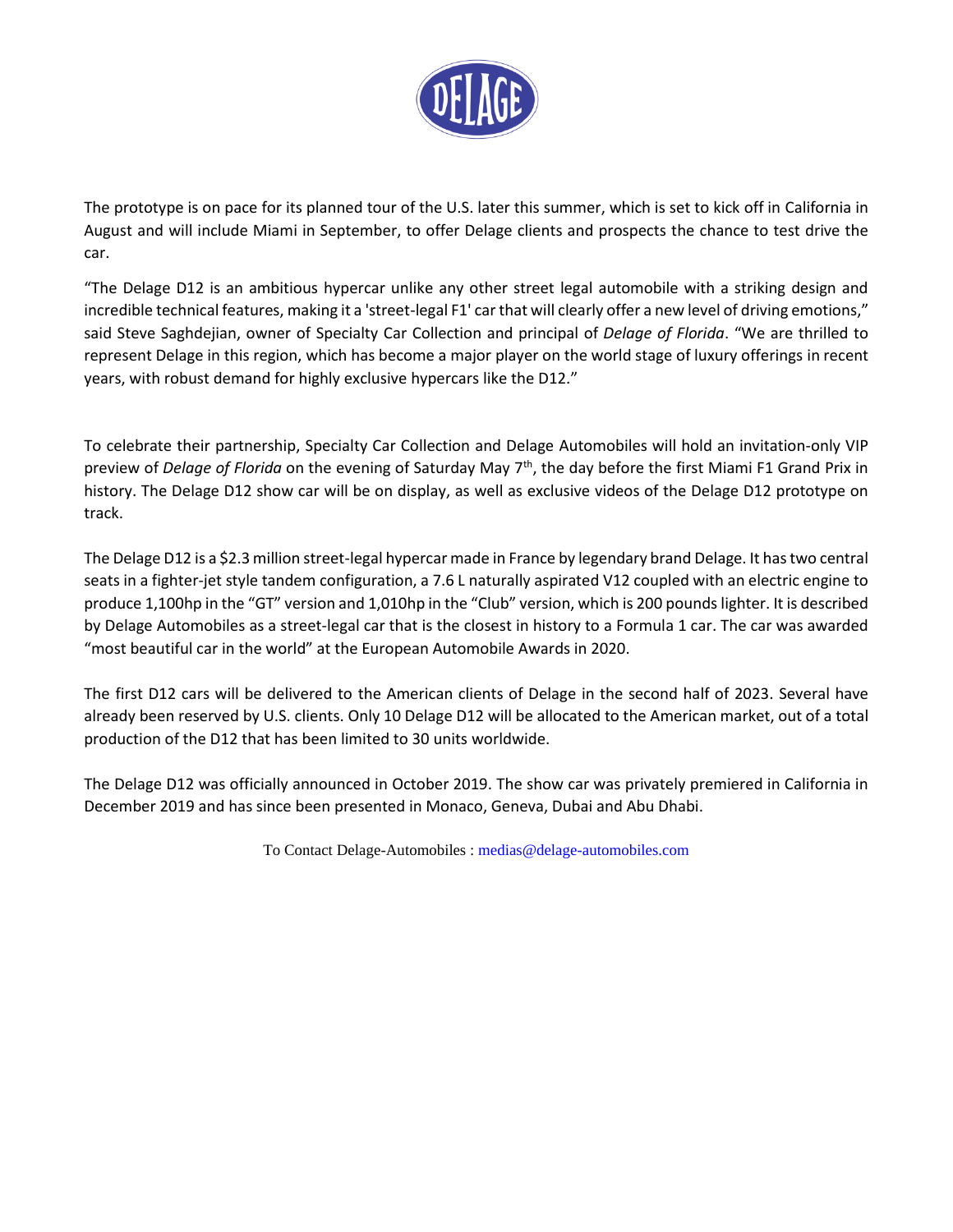The prototype is on pace for its planned tour of the U.S. later this summer, which is set to kick off in California in August and will include Miami in September, to offer Delage clients and prospects the chance to test drive the car.

"The Delage D12 is an ambitious hypercar unlike any other street legal automobile with a striking design and incredible technical features, making it a 'street-legal F1' car that will clearly offer a new level of driving emotions," said Steve Saghdejian, owner of Specialty Car Collection and principal of *Delage of Florida*. "We are thrilled to represent Delage in this region, which has become a major player on the world stage of luxury offerings in recent years, with robust demand for highly exclusive hypercars like the D12."

To celebrate their partnership, Specialty Car Collection and Delage Automobiles will hold an invitation-only VIP preview of *Delage of Florida* on the evening of Saturday May 7th, the day before the first Miami F1 Grand Prix in history. The Delage D12 show car will be on display, as well as exclusive videos of the Delage D12 prototype on track.

The Delage D12 is a $2.3 million street-legal hypercar made in France by legendary brand Delage. It has two central seats in a fighter-jet style tandem configuration, a 7.6 L naturally aspirated V12 coupled with an electric engine to produce 1,100hp in the "GT" version and 1,010hp in the "Club" version, which is 200 pounds lighter. It is described by Delage Automobiles as a street-legal car that is the closest in history to a Formula 1 car. The car was awarded "most beautiful car in the world" at the European Automobile Awards in 2020.

The first D12 cars will be delivered to the American clients of Delage in the second half of 2023. Several have already been reserved by U.S. clients. Only 10 Delage D12 will be allocated to the American market, out of a total production of the D12 that has been limited to 30 units worldwide.

The Delage D12 was officially announced in October 2019. The show car was privately premiered in California in December 2019 and has since been presented in Monaco, Geneva, Dubai and Abu Dhabi.

To Contact Delage-Automobiles : medias@delage-automobiles.com